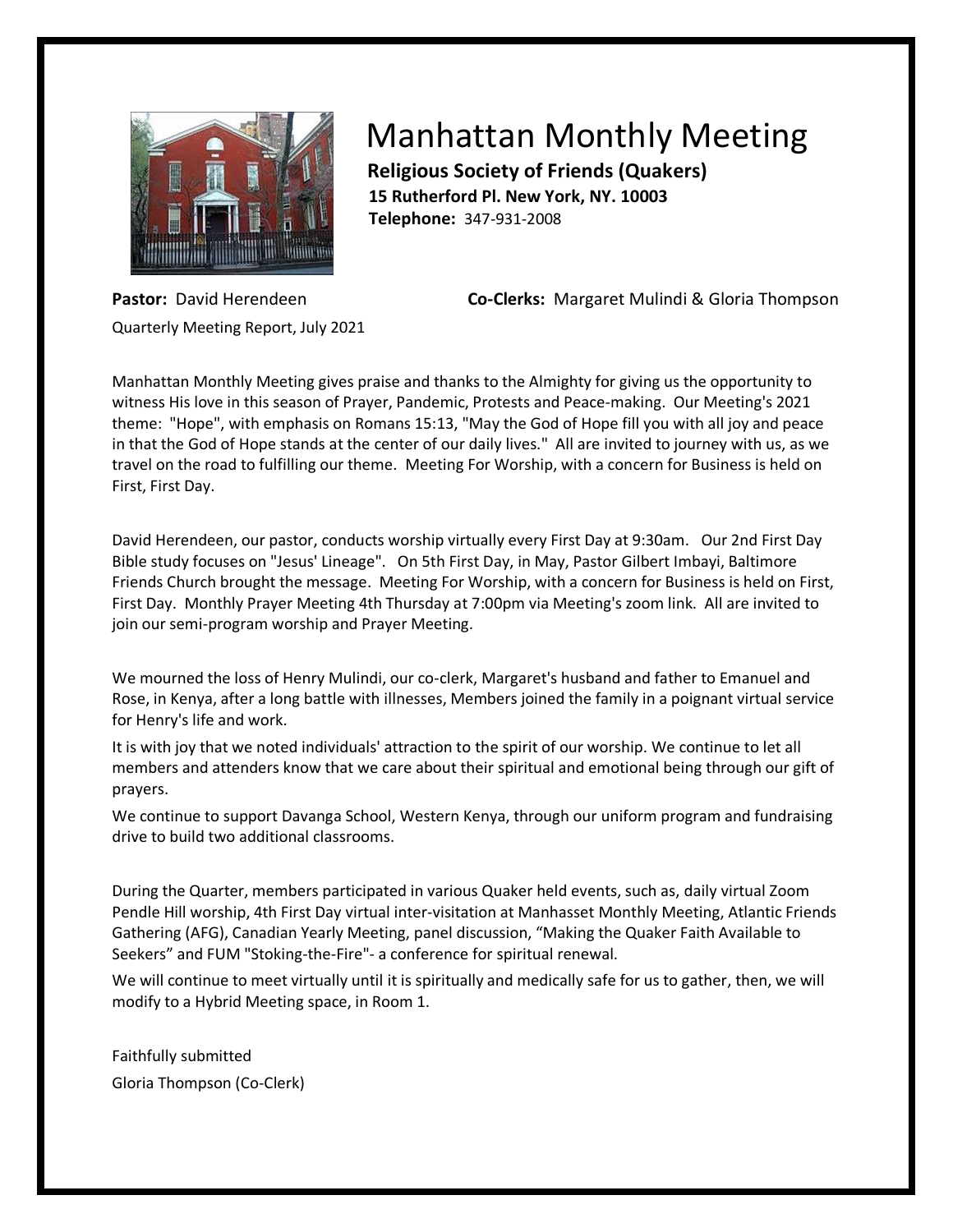# Manhattan Monthly Meeting

**Religious Society of Friends (Quakers)**
**15 Rutherford Pl. New York, NY. 10003**
**Telephone:** 347-931-2008

**Pastor:** David Herendeen **Co-Clerks:** Margaret Mulindi & Gloria Thompson

Quarterly Meeting Report, July 2021

Manhattan Monthly Meeting gives praise and thanks to the Almighty for giving us the opportunity to witness His love in this season of Prayer, Pandemic, Protests and Peace-making. Our Meeting's 2021 theme: "Hope", with emphasis on Romans 15:13, "May the God of Hope fill you with all joy and peace in that the God of Hope stands at the center of our daily lives." All are invited to journey with us, as we travel on the road to fulfilling our theme. Meeting For Worship, with a concern for Business is held on First, First Day.

David Herendeen, our pastor, conducts worship virtually every First Day at 9:30am. Our 2nd First Day Bible study focuses on "Jesus' Lineage". On 5th First Day, in May, Pastor Gilbert Imbayi, Baltimore Friends Church brought the message. Meeting For Worship, with a concern for Business is held on First, First Day. Monthly Prayer Meeting 4th Thursday at 7:00pm via Meeting's zoom link. All are invited to join our semi-program worship and Prayer Meeting.

We mourned the loss of Henry Mulindi, our co-clerk, Margaret's husband and father to Emanuel and Rose, in Kenya, after a long battle with illnesses, Members joined the family in a poignant virtual service for Henry's life and work.

It is with joy that we noted individuals' attraction to the spirit of our worship. We continue to let all members and attenders know that we care about their spiritual and emotional being through our gift of prayers.

We continue to support Davanga School, Western Kenya, through our uniform program and fundraising drive to build two additional classrooms.

During the Quarter, members participated in various Quaker held events, such as, daily virtual Zoom Pendle Hill worship, 4th First Day virtual inter-visitation at Manhasset Monthly Meeting, Atlantic Friends Gathering (AFG), Canadian Yearly Meeting, panel discussion, “Making the Quaker Faith Available to Seekers” and FUM "Stoking-the-Fire"- a conference for spiritual renewal.

We will continue to meet virtually until it is spiritually and medically safe for us to gather, then, we will modify to a Hybrid Meeting space, in Room 1.

Faithfully submitted
Gloria Thompson (Co-Clerk)